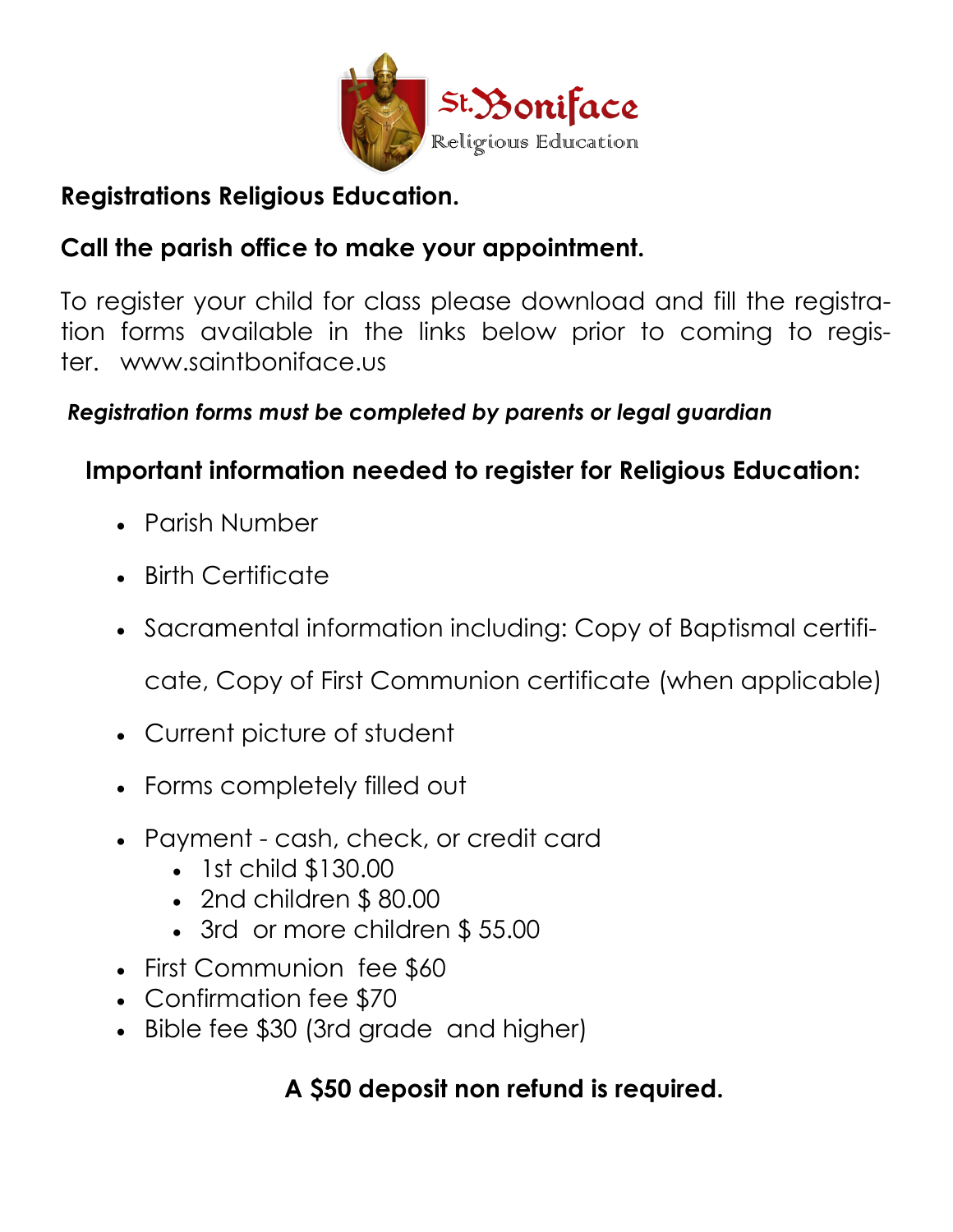St. Boniface Religious Education

**Registrations Religious Education.**

**Call the parish office to make your appointment.**

To register your child for class please download and fill the registration forms available in the links below prior to coming to register. www.saintboniface.us

***Registration forms must be completed by parents or legal guardian***

**Important information needed to register for Religious Education:**

- Parish Number
- Birth Certificate
- Sacramental information including: Copy of Baptismal certificate, Copy of First Communion certificate (when applicable)
- Current picture of student
- Forms completely filled out
- Payment - cash, check, or credit card
  - 1st child $130.00
  - 2nd children $ 80.00
  - 3rd or more children $ 55.00
- First Communion fee $60
- Confirmation fee $70
- Bible fee $30 (3rd grade and higher)

**A $50 deposit non refund is required.**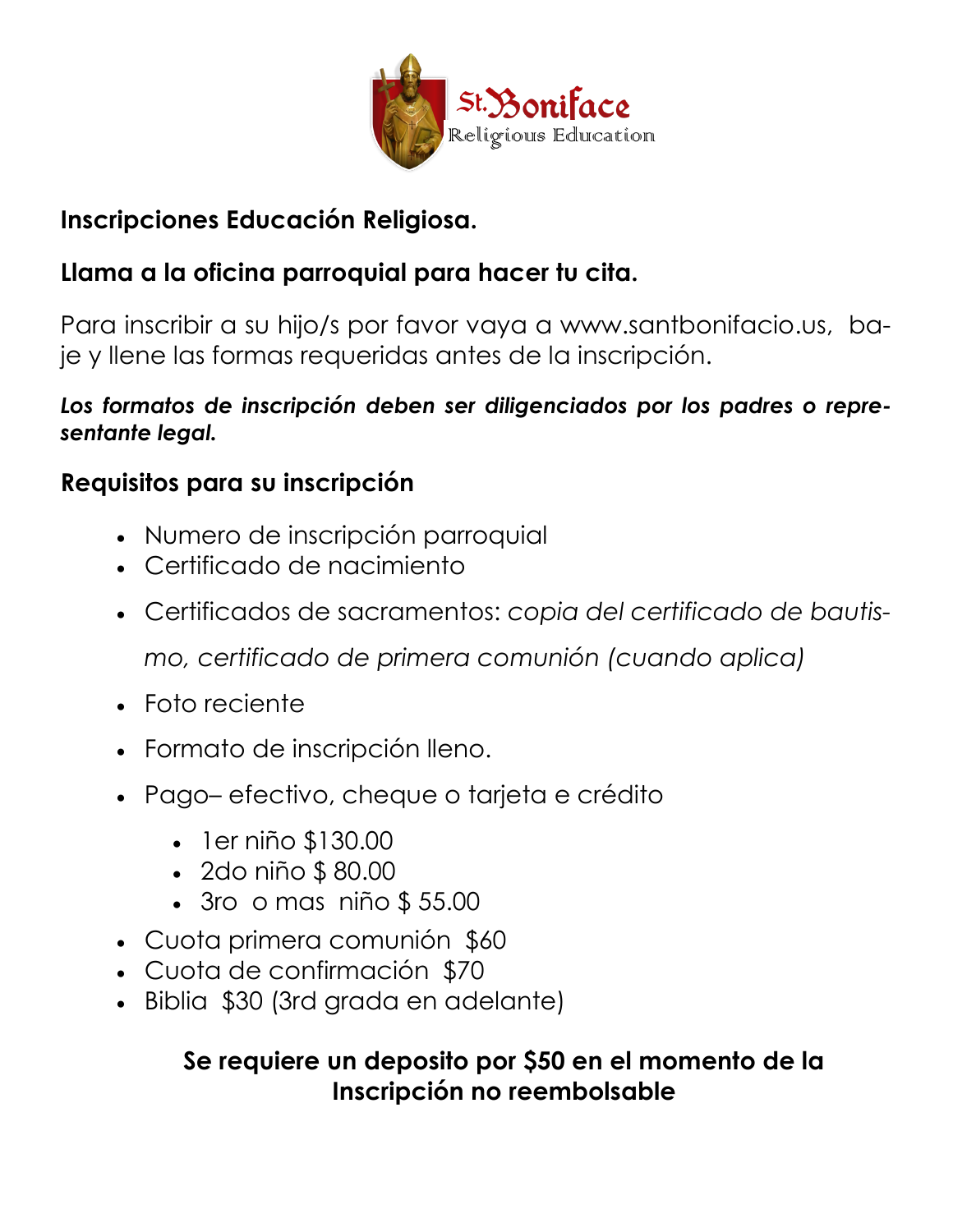St. Boniface
Religious Education

**Inscripciones Educación Religiosa.**

**Llama a la oficina parroquial para hacer tu cita.**

Para inscribir a su hijo/s por favor vaya a www.santbonifacio.us, baje y llene las formas requeridas antes de la inscripción.

***Los formatos de inscripción deben ser diligenciados por los padres o representante legal.***

**Requisitos para su inscripción**

- Numero de inscripción parroquial
- Certificado de nacimiento
- Certificados de sacramentos: *copia del certificado de bautismo, certificado de primera comunión (cuando aplica)*
- Foto reciente
- Formato de inscripción lleno.
- Pago– efectivo, cheque o tarjeta e crédito
  - 1er niño $130.00
  - 2do niño $ 80.00
  - 3ro o mas niño $ 55.00
- Cuota primera comunión $60
- Cuota de confirmación $70
- Biblia $30 (3rd grada en adelante)

**Se requiere un deposito por $50 en el momento de la Inscripción no reembolsable**